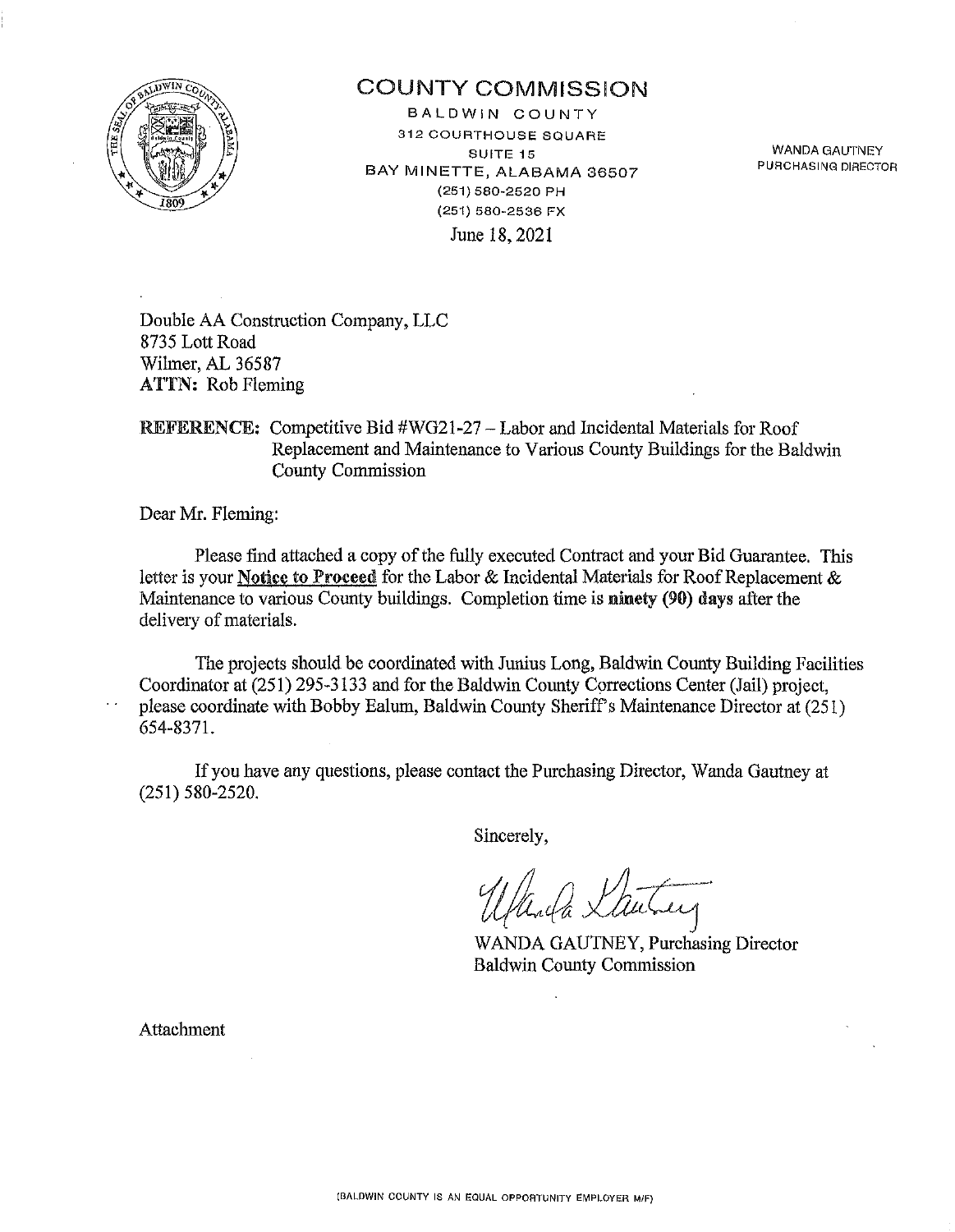# COUNTY COMMISSION

BALDWIN COUNTY
312 COURTHOUSE SQUARE
SUITE 15
BAY MINETTE, ALABAMA 36507
(251) 580-2520 PH
(251) 580-2536 FX

WANDA GAUTNEY
PURCHASING DIRECTOR

June 18, 2021

Double AA Construction Company, LLC
8735 Lott Road
Wilmer, AL 36587
**ATTN:** Rob Fleming

**REFERENCE:** Competitive Bid #WG21-27 – Labor and Incidental Materials for Roof Replacement and Maintenance to Various County Buildings for the Baldwin County Commission

Dear Mr. Fleming:

Please find attached a copy of the fully executed Contract and your Bid Guarantee. This letter is your **Notice to Proceed** for the Labor & Incidental Materials for Roof Replacement & Maintenance to various County buildings. Completion time is **ninety (90) days** after the delivery of materials.

The projects should be coordinated with Junius Long, Baldwin County Building Facilities Coordinator at (251) 295-3133 and for the Baldwin County Corrections Center (Jail) project, please coordinate with Bobby Ealum, Baldwin County Sheriff's Maintenance Director at (251) 654-8371.

If you have any questions, please contact the Purchasing Director, Wanda Gautney at (251) 580-2520.

Sincerely,

WANDA GAUTNEY, Purchasing Director
Baldwin County Commission

Attachment

(BALDWIN COUNTY IS AN EQUAL OPPORTUNITY EMPLOYER M/F)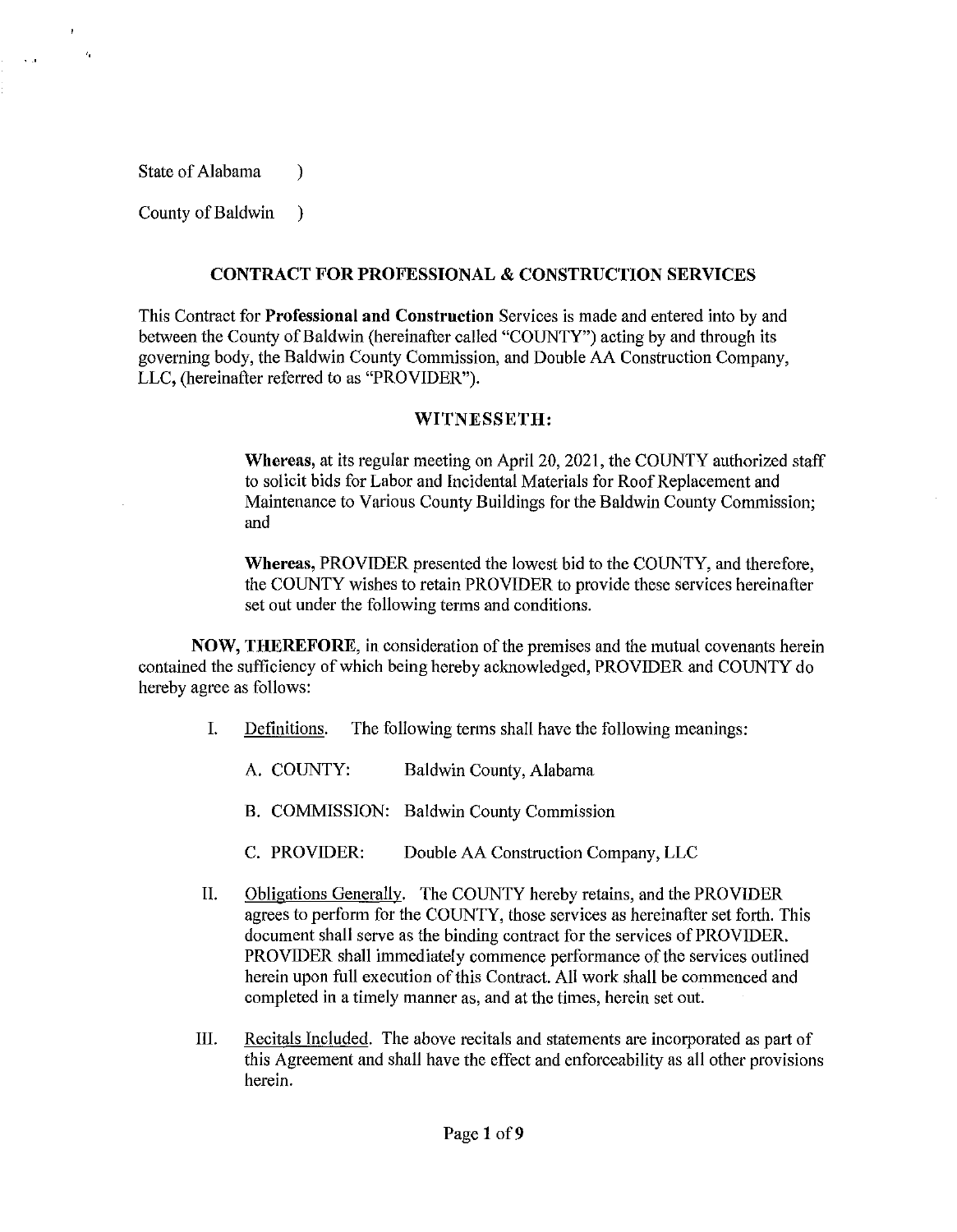State of Alabama )

County of Baldwin )

## CONTRACT FOR PROFESSIONAL & CONSTRUCTION SERVICES

This Contract for **Professional and Construction** Services is made and entered into by and between the County of Baldwin (hereinafter called "COUNTY") acting by and through its governing body, the Baldwin County Commission, and Double AA Construction Company, LLC, (hereinafter referred to as "PROVIDER").

### WITNESSETH:

> **Whereas,** at its regular meeting on April 20, 2021, the COUNTY authorized staff to solicit bids for Labor and Incidental Materials for Roof Replacement and Maintenance to Various County Buildings for the Baldwin County Commission; and
>
> **Whereas,** PROVIDER presented the lowest bid to the COUNTY, and therefore, the COUNTY wishes to retain PROVIDER to provide these services hereinafter set out under the following terms and conditions.

**NOW, THEREFORE,** in consideration of the premises and the mutual covenants herein contained the sufficiency of which being hereby acknowledged, PROVIDER and COUNTY do hereby agree as follows:

I. Definitions. The following terms shall have the following meanings:

   A. COUNTY: Baldwin County, Alabama

   B. COMMISSION: Baldwin County Commission

   C. PROVIDER: Double AA Construction Company, LLC

II. Obligations Generally. The COUNTY hereby retains, and the PROVIDER agrees to perform for the COUNTY, those services as hereinafter set forth. This document shall serve as the binding contract for the services of PROVIDER. PROVIDER shall immediately commence performance of the services outlined herein upon full execution of this Contract. All work shall be commenced and completed in a timely manner as, and at the times, herein set out.

III. Recitals Included. The above recitals and statements are incorporated as part of this Agreement and shall have the effect and enforceability as all other provisions herein.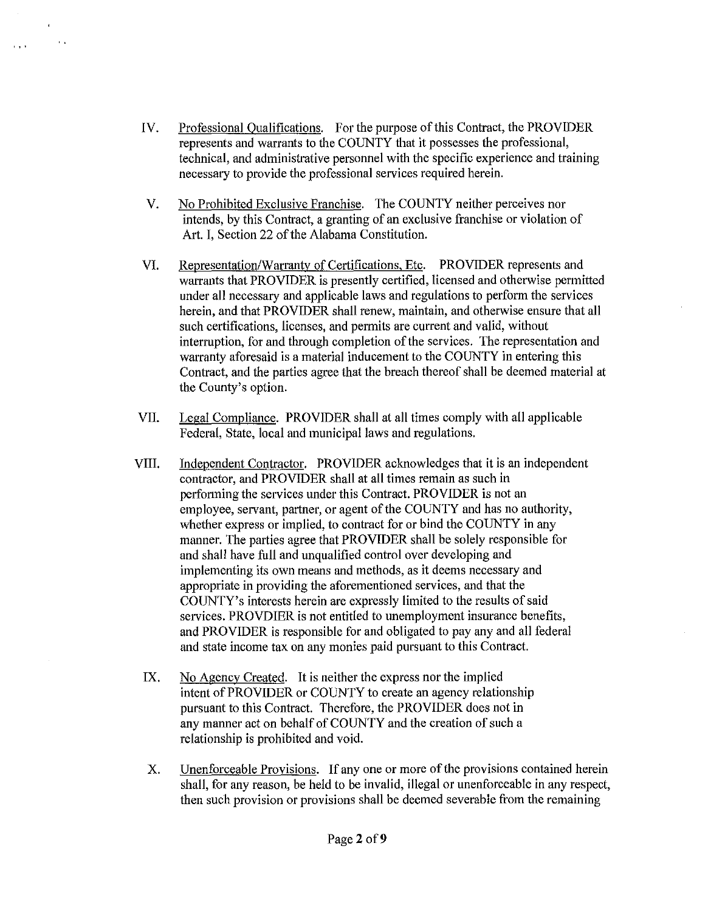IV. Professional Qualifications. For the purpose of this Contract, the PROVIDER represents and warrants to the COUNTY that it possesses the professional, technical, and administrative personnel with the specific experience and training necessary to provide the professional services required herein.

V. No Prohibited Exclusive Franchise. The COUNTY neither perceives nor intends, by this Contract, a granting of an exclusive franchise or violation of Art. I, Section 22 of the Alabama Constitution.

VI. Representation/Warranty of Certifications, Etc. PROVIDER represents and warrants that PROVIDER is presently certified, licensed and otherwise permitted under all necessary and applicable laws and regulations to perform the services herein, and that PROVIDER shall renew, maintain, and otherwise ensure that all such certifications, licenses, and permits are current and valid, without interruption, for and through completion of the services. The representation and warranty aforesaid is a material inducement to the COUNTY in entering this Contract, and the parties agree that the breach thereof shall be deemed material at the County's option.

VII. Legal Compliance. PROVIDER shall at all times comply with all applicable Federal, State, local and municipal laws and regulations.

VIII. Independent Contractor. PROVIDER acknowledges that it is an independent contractor, and PROVIDER shall at all times remain as such in performing the services under this Contract. PROVIDER is not an employee, servant, partner, or agent of the COUNTY and has no authority, whether express or implied, to contract for or bind the COUNTY in any manner. The parties agree that PROVIDER shall be solely responsible for and shall have full and unqualified control over developing and implementing its own means and methods, as it deems necessary and appropriate in providing the aforementioned services, and that the COUNTY's interests herein are expressly limited to the results of said services. PROVDIER is not entitled to unemployment insurance benefits, and PROVIDER is responsible for and obligated to pay any and all federal and state income tax on any monies paid pursuant to this Contract.

IX. No Agency Created. It is neither the express nor the implied intent of PROVIDER or COUNTY to create an agency relationship pursuant to this Contract. Therefore, the PROVIDER does not in any manner act on behalf of COUNTY and the creation of such a relationship is prohibited and void.

X. Unenforceable Provisions. If any one or more of the provisions contained herein shall, for any reason, be held to be invalid, illegal or unenforceable in any respect, then such provision or provisions shall be deemed severable from the remaining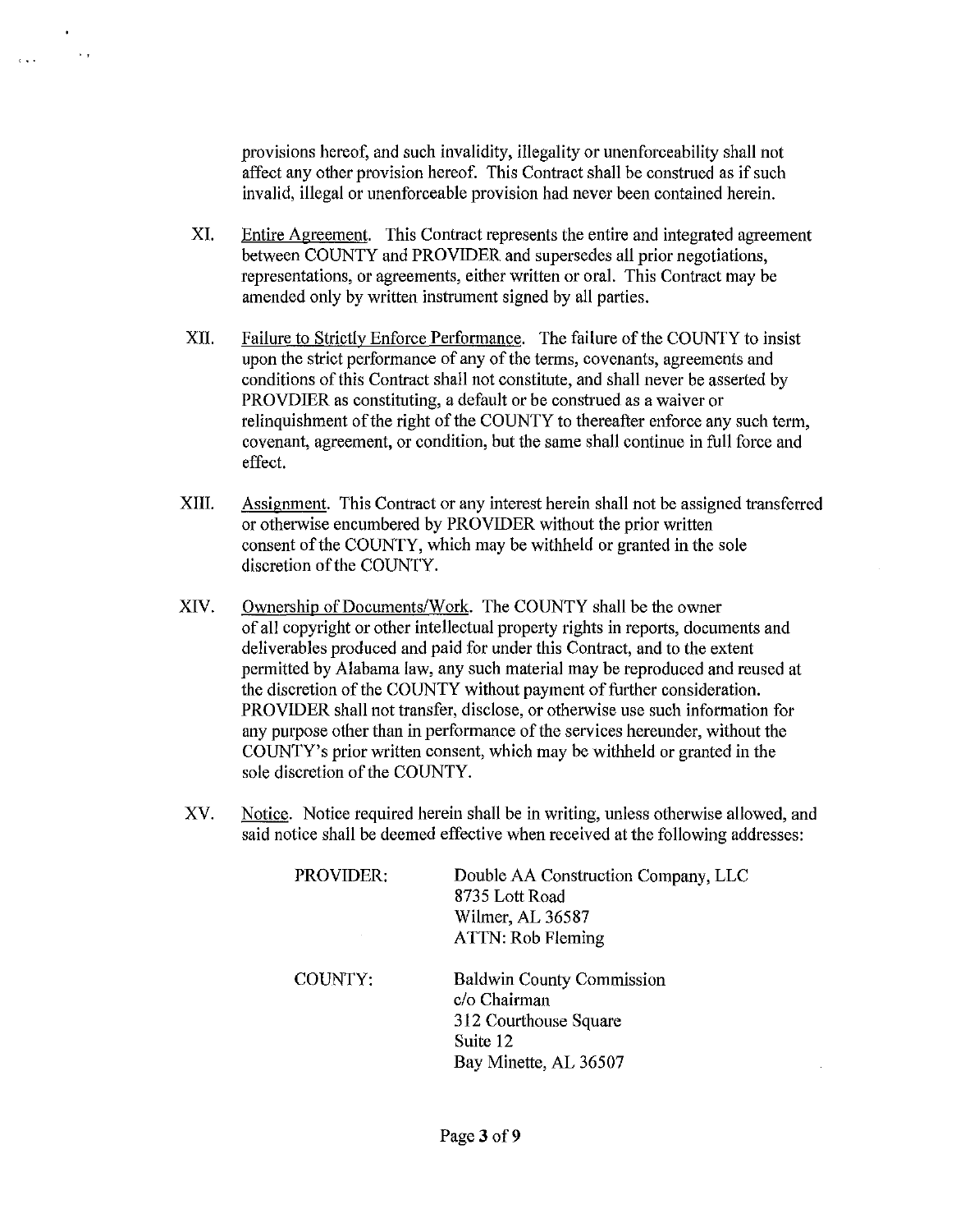provisions hereof, and such invalidity, illegality or unenforceability shall not affect any other provision hereof. This Contract shall be construed as if such invalid, illegal or unenforceable provision had never been contained herein.

XI. Entire Agreement. This Contract represents the entire and integrated agreement between COUNTY and PROVIDER and supersedes all prior negotiations, representations, or agreements, either written or oral. This Contract may be amended only by written instrument signed by all parties.

XII. Failure to Strictly Enforce Performance. The failure of the COUNTY to insist upon the strict performance of any of the terms, covenants, agreements and conditions of this Contract shall not constitute, and shall never be asserted by PROVDIER as constituting, a default or be construed as a waiver or relinquishment of the right of the COUNTY to thereafter enforce any such term, covenant, agreement, or condition, but the same shall continue in full force and effect.

XIII. Assignment. This Contract or any interest herein shall not be assigned transferred or otherwise encumbered by PROVIDER without the prior written consent of the COUNTY, which may be withheld or granted in the sole discretion of the COUNTY.

XIV. Ownership of Documents/Work. The COUNTY shall be the owner of all copyright or other intellectual property rights in reports, documents and deliverables produced and paid for under this Contract, and to the extent permitted by Alabama law, any such material may be reproduced and reused at the discretion of the COUNTY without payment of further consideration. PROVIDER shall not transfer, disclose, or otherwise use such information for any purpose other than in performance of the services hereunder, without the COUNTY's prior written consent, which may be withheld or granted in the sole discretion of the COUNTY.

XV. Notice. Notice required herein shall be in writing, unless otherwise allowed, and said notice shall be deemed effective when received at the following addresses:

PROVIDER:
Double AA Construction Company, LLC
8735 Lott Road
Wilmer, AL 36587
ATTN: Rob Fleming

COUNTY:
Baldwin County Commission
c/o Chairman
312 Courthouse Square
Suite 12
Bay Minette, AL 36507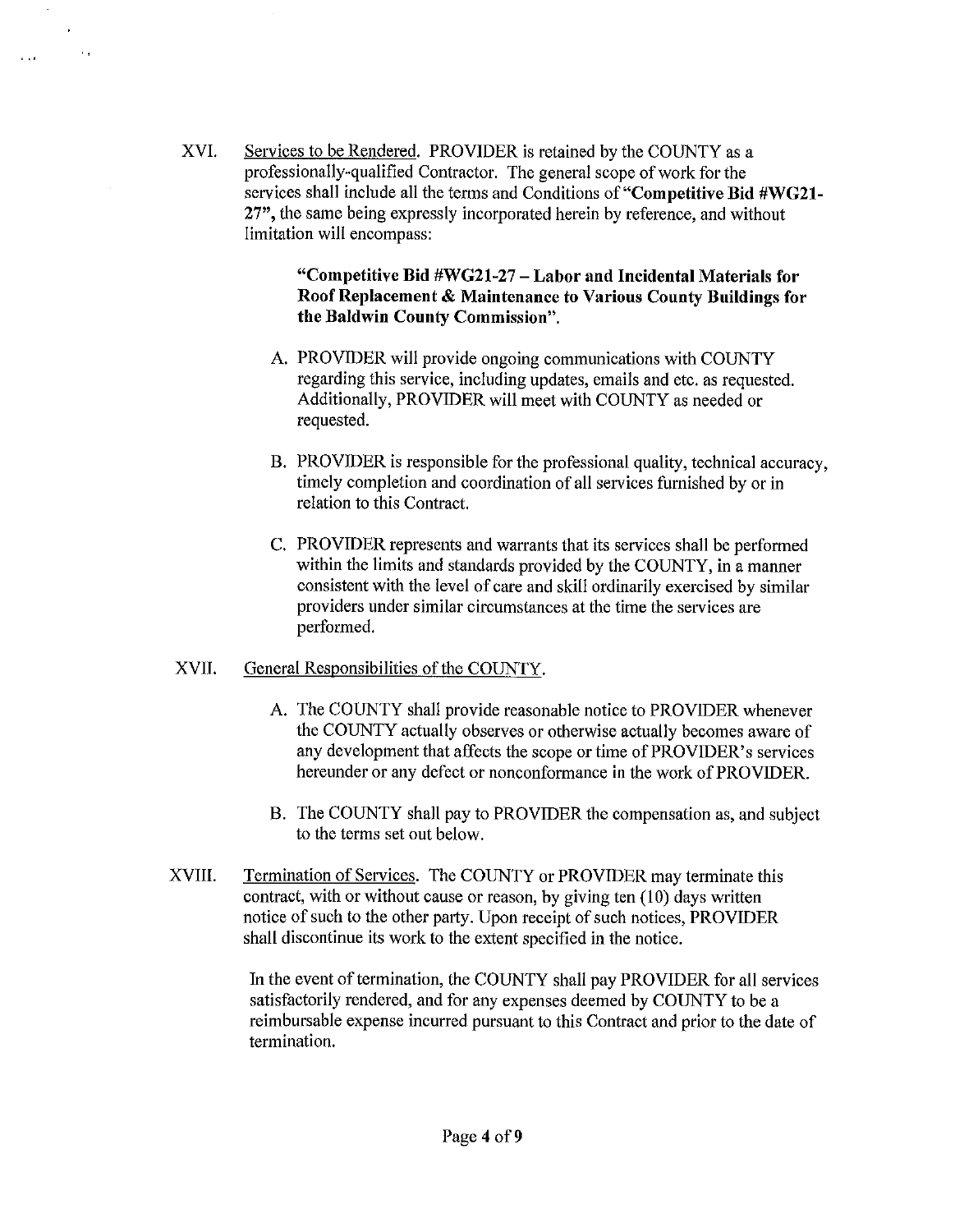XVI. <u>Services to be Rendered</u>. PROVIDER is retained by the COUNTY as a professionally-qualified Contractor. The general scope of work for the services shall include all the terms and Conditions of **"Competitive Bid #WG21-27"**, the same being expressly incorporated herein by reference, and without limitation will encompass:

> **"Competitive Bid #WG21-27 – Labor and Incidental Materials for Roof Replacement & Maintenance to Various County Buildings for the Baldwin County Commission".**

A. PROVIDER will provide ongoing communications with COUNTY regarding this service, including updates, emails and etc. as requested. Additionally, PROVIDER will meet with COUNTY as needed or requested.

B. PROVIDER is responsible for the professional quality, technical accuracy, timely completion and coordination of all services furnished by or in relation to this Contract.

C. PROVIDER represents and warrants that its services shall be performed within the limits and standards provided by the COUNTY, in a manner consistent with the level of care and skill ordinarily exercised by similar providers under similar circumstances at the time the services are performed.

XVII. <u>General Responsibilities of the COUNTY</u>.

A. The COUNTY shall provide reasonable notice to PROVIDER whenever the COUNTY actually observes or otherwise actually becomes aware of any development that affects the scope or time of PROVIDER's services hereunder or any defect or nonconformance in the work of PROVIDER.

B. The COUNTY shall pay to PROVIDER the compensation as, and subject to the terms set out below.

XVIII. <u>Termination of Services</u>. The COUNTY or PROVIDER may terminate this contract, with or without cause or reason, by giving ten (10) days written notice of such to the other party. Upon receipt of such notices, PROVIDER shall discontinue its work to the extent specified in the notice.

In the event of termination, the COUNTY shall pay PROVIDER for all services satisfactorily rendered, and for any expenses deemed by COUNTY to be a reimbursable expense incurred pursuant to this Contract and prior to the date of termination.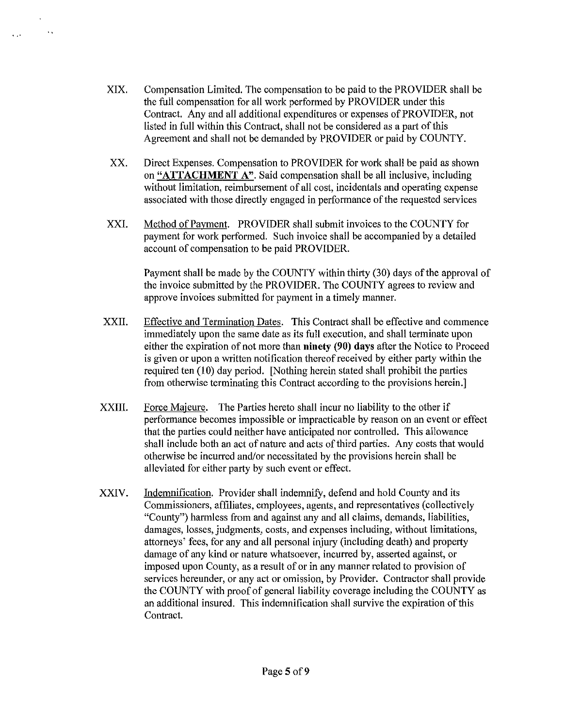XIX. Compensation Limited. The compensation to be paid to the PROVIDER shall be the full compensation for all work performed by PROVIDER under this Contract. Any and all additional expenditures or expenses of PROVIDER, not listed in full within this Contract, shall not be considered as a part of this Agreement and shall not be demanded by PROVIDER or paid by COUNTY.

XX. Direct Expenses. Compensation to PROVIDER for work shall be paid as shown on **"ATTACHMENT A"**. Said compensation shall be all inclusive, including without limitation, reimbursement of all cost, incidentals and operating expense associated with those directly engaged in performance of the requested services

XXI. Method of Payment. PROVIDER shall submit invoices to the COUNTY for payment for work performed. Such invoice shall be accompanied by a detailed account of compensation to be paid PROVIDER.

Payment shall be made by the COUNTY within thirty (30) days of the approval of the invoice submitted by the PROVIDER. The COUNTY agrees to review and approve invoices submitted for payment in a timely manner.

XXII. Effective and Termination Dates. This Contract shall be effective and commence immediately upon the same date as its full execution, and shall terminate upon either the expiration of not more than **ninety (90) days** after the Notice to Proceed is given or upon a written notification thereof received by either party within the required ten (10) day period. [Nothing herein stated shall prohibit the parties from otherwise terminating this Contract according to the provisions herein.]

XXIII. Force Majeure. The Parties hereto shall incur no liability to the other if performance becomes impossible or impracticable by reason on an event or effect that the parties could neither have anticipated nor controlled. This allowance shall include both an act of nature and acts of third parties. Any costs that would otherwise be incurred and/or necessitated by the provisions herein shall be alleviated for either party by such event or effect.

XXIV. Indemnification. Provider shall indemnify, defend and hold County and its Commissioners, affiliates, employees, agents, and representatives (collectively "County") harmless from and against any and all claims, demands, liabilities, damages, losses, judgments, costs, and expenses including, without limitations, attorneys' fees, for any and all personal injury (including death) and property damage of any kind or nature whatsoever, incurred by, asserted against, or imposed upon County, as a result of or in any manner related to provision of services hereunder, or any act or omission, by Provider. Contractor shall provide the COUNTY with proof of general liability coverage including the COUNTY as an additional insured. This indemnification shall survive the expiration of this Contract.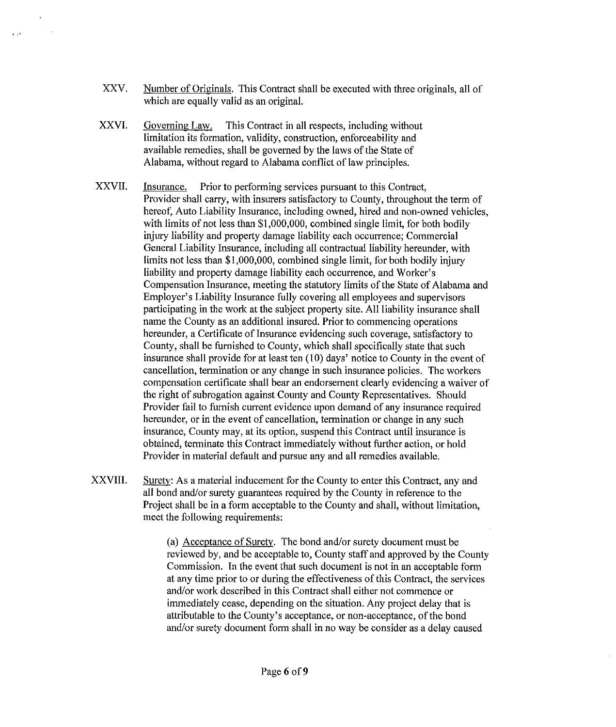XXV. <u>Number of Originals</u>. This Contract shall be executed with three originals, all of which are equally valid as an original.

XXVI. <u>Governing Law.</u> This Contract in all respects, including without limitation its formation, validity, construction, enforceability and available remedies, shall be governed by the laws of the State of Alabama, without regard to Alabama conflict of law principles.

XXVII. <u>Insurance.</u> Prior to performing services pursuant to this Contract, Provider shall carry, with insurers satisfactory to County, throughout the term of hereof, Auto Liability Insurance, including owned, hired and non-owned vehicles, with limits of not less than $1,000,000, combined single limit, for both bodily injury liability and property damage liability each occurrence; Commercial General Liability Insurance, including all contractual liability hereunder, with limits not less than $1,000,000, combined single limit, for both bodily injury liability and property damage liability each occurrence, and Worker's Compensation Insurance, meeting the statutory limits of the State of Alabama and Employer's Liability Insurance fully covering all employees and supervisors participating in the work at the subject property site. All liability insurance shall name the County as an additional insured. Prior to commencing operations hereunder, a Certificate of Insurance evidencing such coverage, satisfactory to County, shall be furnished to County, which shall specifically state that such insurance shall provide for at least ten (10) days' notice to County in the event of cancellation, termination or any change in such insurance policies. The workers compensation certificate shall bear an endorsement clearly evidencing a waiver of the right of subrogation against County and County Representatives. Should Provider fail to furnish current evidence upon demand of any insurance required hereunder, or in the event of cancellation, termination or change in any such insurance, County may, at its option, suspend this Contract until insurance is obtained, terminate this Contract immediately without further action, or hold Provider in material default and pursue any and all remedies available.

XXVIII. <u>Surety</u>: As a material inducement for the County to enter this Contract, any and all bond and/or surety guarantees required by the County in reference to the Project shall be in a form acceptable to the County and shall, without limitation, meet the following requirements:

(a) <u>Acceptance of Surety</u>. The bond and/or surety document must be reviewed by, and be acceptable to, County staff and approved by the County Commission. In the event that such document is not in an acceptable form at any time prior to or during the effectiveness of this Contract, the services and/or work described in this Contract shall either not commence or immediately cease, depending on the situation. Any project delay that is attributable to the County's acceptance, or non-acceptance, of the bond and/or surety document form shall in no way be consider as a delay caused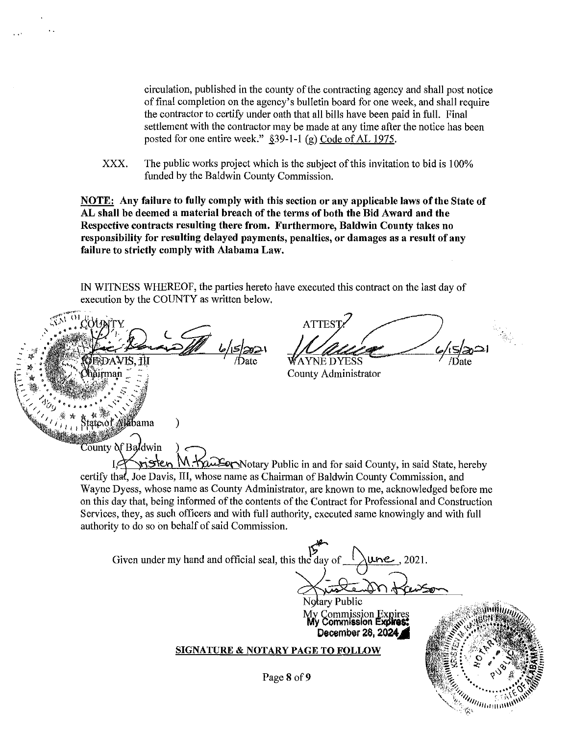circulation, published in the county of the contracting agency and shall post notice of final completion on the agency's bulletin board for one week, and shall require the contractor to certify under oath that all bills have been paid in full. Final settlement with the contractor may be made at any time after the notice has been posted for one entire week." §39-1-1 (g) Code of AL 1975.

XXX. The public works project which is the subject of this invitation to bid is 100% funded by the Baldwin County Commission.

**NOTE: Any failure to fully comply with this section or any applicable laws of the State of AL shall be deemed a material breach of the terms of both the Bid Award and the Respective contracts resulting there from. Furthermore, Baldwin County takes no responsibility for resulting delayed payments, penalties, or damages as a result of any failure to strictly comply with Alabama Law.**

IN WITNESS WHEREOF, the parties hereto have executed this contract on the last day of execution by the COUNTY as written below.

COUNTY

JOE DAVIS, III 6/15/2021 /Date
Chairman

ATTEST:

WAYNE DYESS 6/15/2021 /Date
County Administrator

State of Alabama )

County of Baldwin )

I, Kristen M. Rawson Notary Public in and for said County, in said State, hereby certify that, Joe Davis, III, whose name as Chairman of Baldwin County Commission, and Wayne Dyess, whose name as County Administrator, are known to me, acknowledged before me on this day that, being informed of the contents of the Contract for Professional and Construction Services, they, as such officers and with full authority, executed same knowingly and with full authority to do so on behalf of said Commission.

Given under my hand and official seal, this the 15th day of June, 2021.

Notary Public
My Commission Expires
My Commission Expires:
December 28, 2024

**SIGNATURE & NOTARY PAGE TO FOLLOW**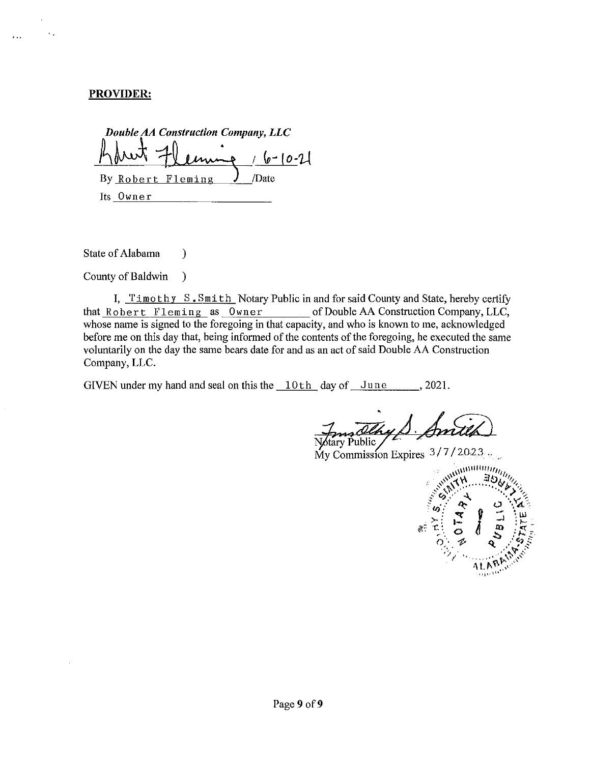**PROVIDER:**

***Double AA Construction Company, LLC***

Robert Fleming / 6-10-21

By Robert Fleming /Date

Its Owner

State of Alabama )

County of Baldwin )

I, Timothy S.Smith Notary Public in and for said County and State, hereby certify that Robert Fleming as Owner of Double AA Construction Company, LLC, whose name is signed to the foregoing in that capacity, and who is known to me, acknowledged before me on this day that, being informed of the contents of the foregoing, he executed the same voluntarily on the day the same bears date for and as an act of said Double AA Construction Company, LLC.

GIVEN under my hand and seal on this the 10th day of June , 2021.

Timothy S. Smith

Notary Public

My Commission Expires 3/7/2023

TIMOTHY S. SMITH NOTARY PUBLIC ALABAMA-STATE AT LARGE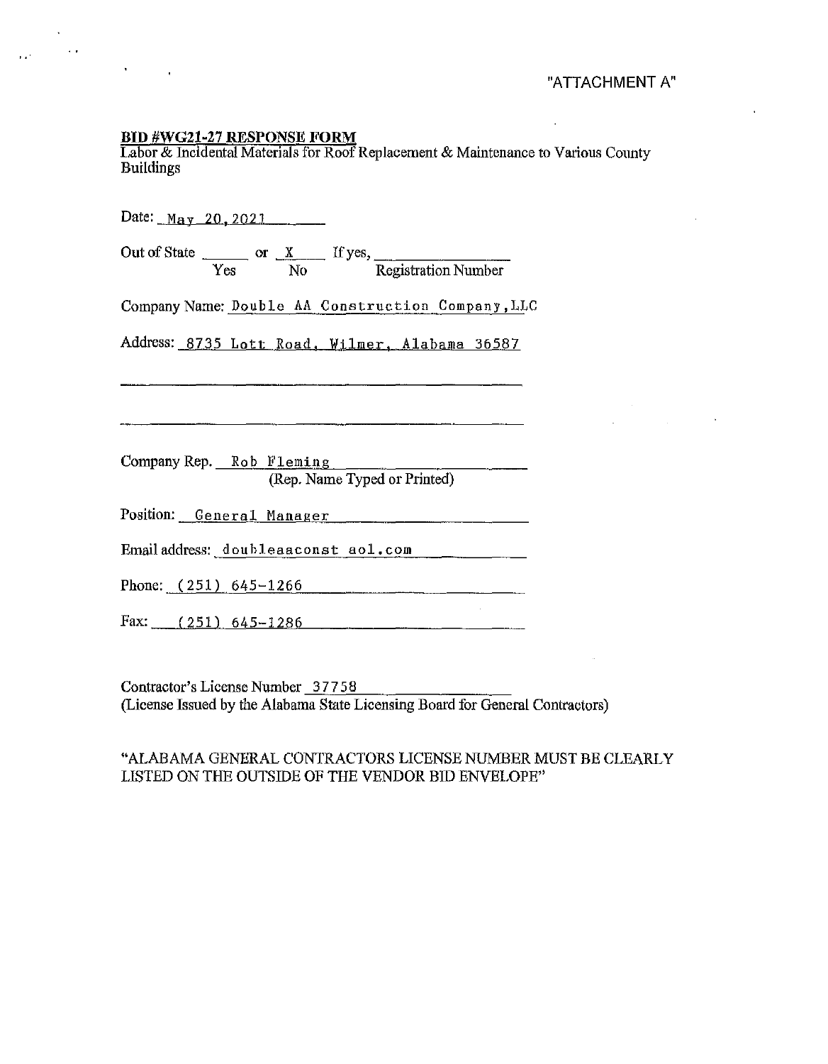"ATTACHMENT A"

**BID #WG21-27 RESPONSE FORM**

Labor & Incidental Materials for Roof Replacement & Maintenance to Various County Buildings

Date: May 20, 2021

Out of State ______ or X If yes, ______________
Yes No Registration Number

Company Name: Double AA Construction Company, LLC

Address: 8735 Lott Road, Wilmer, Alabama 36587

Company Rep. Rob Fleming
(Rep. Name Typed or Printed)

Position: General Manager

Email address: doubleaaconst aol.com

Phone: (251) 645-1266

Fax: (251) 645-1286

Contractor's License Number 37758
(License Issued by the Alabama State Licensing Board for General Contractors)

"ALABAMA GENERAL CONTRACTORS LICENSE NUMBER MUST BE CLEARLY LISTED ON THE OUTSIDE OF THE VENDOR BID ENVELOPE"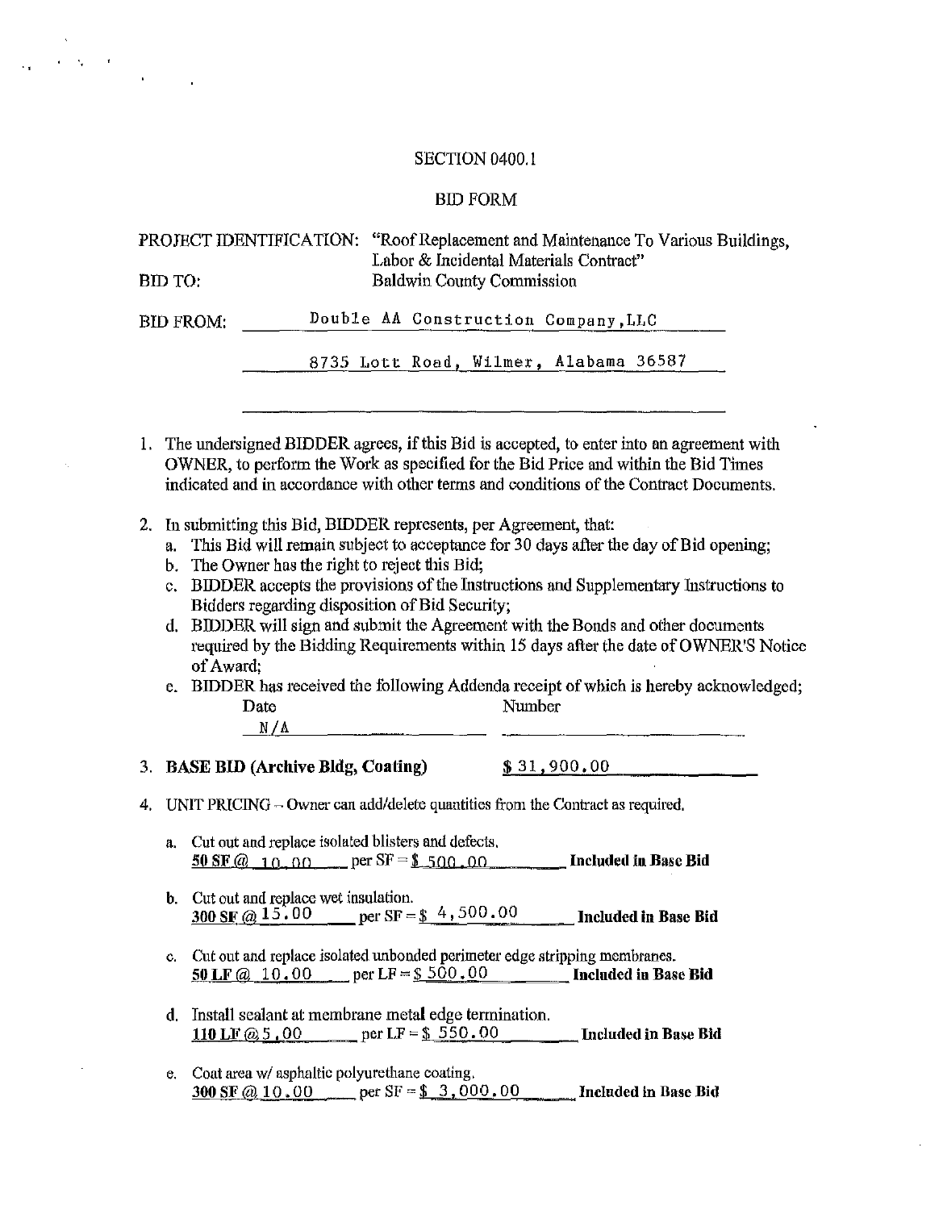SECTION 0400.1

BID FORM

PROJECT IDENTIFICATION: "Roof Replacement and Maintenance To Various Buildings, Labor & Incidental Materials Contract"

BID TO: Baldwin County Commission

BID FROM: Double AA Construction Company,LLC

8735 Lott Road, Wilmer, Alabama 36587

1. The undersigned BIDDER agrees, if this Bid is accepted, to enter into an agreement with OWNER, to perform the Work as specified for the Bid Price and within the Bid Times indicated and in accordance with other terms and conditions of the Contract Documents.

2. In submitting this Bid, BIDDER represents, per Agreement, that:
   a. This Bid will remain subject to acceptance for 30 days after the day of Bid opening;
   b. The Owner has the right to reject this Bid;
   c. BIDDER accepts the provisions of the Instructions and Supplementary Instructions to Bidders regarding disposition of Bid Security;
   d. BIDDER will sign and submit the Agreement with the Bonds and other documents required by the Bidding Requirements within 15 days after the date of OWNER'S Notice of Award;
   e. BIDDER has received the following Addenda receipt of which is hereby acknowledged;

| Date | Number |
|---|---|
| N/A | |

3. **BASE BID (Archive Bldg, Coating)** $ 31,900.00

4. UNIT PRICING – Owner can add/delete quantities from the Contract as required.

   a. Cut out and replace isolated blisters and defects.
   **50 SF @** 10.00 per SF = $ 500.00 **Included in Base Bid**

   b. Cut out and replace wet insulation.
   **300 SF @** 15.00 per SF = $ 4,500.00 **Included in Base Bid**

   c. Cut out and replace isolated unbonded perimeter edge stripping membranes.
   **50 LF @** 10.00 per LF = $ 500.00 **Included in Base Bid**

   d. Install sealant at membrane metal edge termination.
   **110 LF @** 5.00 per LF = $ 550.00 **Included in Base Bid**

   e. Coat area w/ asphaltic polyurethane coating.
   **300 SF @** 10.00 per SF = $ 3,000.00 **Included in Base Bid**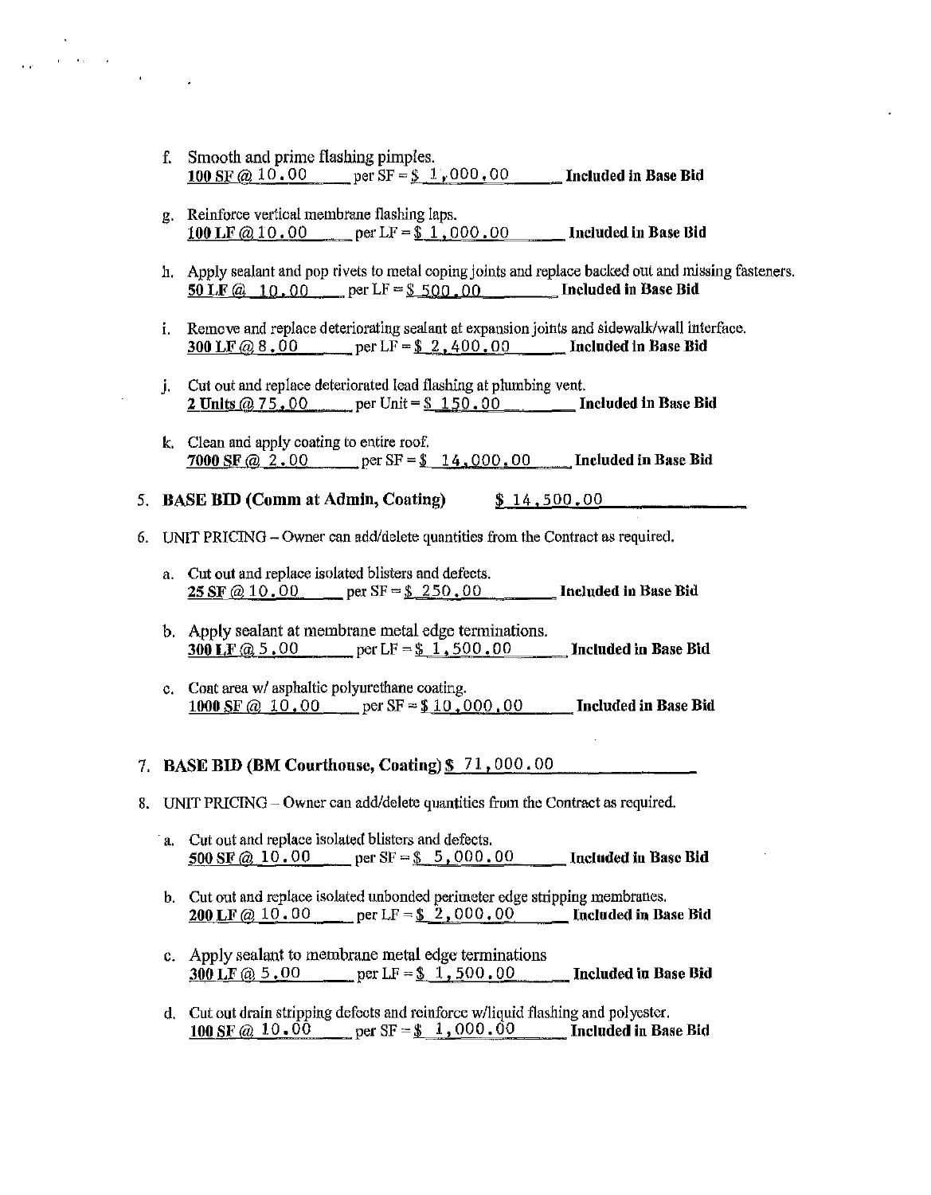f. Smooth and prime flashing pimples.
**100 SF** @ 10.00 per SF = $ 1,000.00 **Included in Base Bid**

g. Reinforce vertical membrane flashing laps.
**100 LF** @ 10.00 per LF = $ 1,000.00 **Included in Base Bid**

h. Apply sealant and pop rivets to metal coping joints and replace backed out and missing fasteners.
**50 LF** @ 10.00 per LF = $ 500.00 **Included in Base Bid**

i. Remove and replace deteriorating sealant at expansion joints and sidewalk/wall interface.
**300 LF** @ 8.00 per LF = $ 2,400.00 **Included in Base Bid**

j. Cut out and replace deteriorated lead flashing at plumbing vent.
**2 Units** @ 75.00 per Unit = $ 150.00 **Included in Base Bid**

k. Clean and apply coating to entire roof.
**7000 SF** @ 2.00 per SF = $ 14,000.00 **Included in Base Bid**

5. **BASE BID (Comm at Admin, Coating)** $ 14,500.00

6. UNIT PRICING – Owner can add/delete quantities from the Contract as required.

   a. Cut out and replace isolated blisters and defects.
   **25 SF** @ 10.00 per SF = $ 250.00 **Included in Base Bid**

   b. Apply sealant at membrane metal edge terminations.
   **300 LF** @ 5.00 per LF = $ 1,500.00 **Included in Base Bid**

   c. Coat area w/ asphaltic polyurethane coating.
   **1000 SF** @ 10.00 per SF = $ 10,000.00 **Included in Base Bid**

7. **BASE BID (BM Courthouse, Coating)** $ 71,000.00

8. UNIT PRICING – Owner can add/delete quantities from the Contract as required.

   a. Cut out and replace isolated blisters and defects.
   **500 SF** @ 10.00 per SF = $ 5,000.00 **Included in Base Bid**

   b. Cut out and replace isolated unbonded perimeter edge stripping membranes.
   **200 LF** @ 10.00 per LF = $ 2,000.00 **Included in Base Bid**

   c. Apply sealant to membrane metal edge terminations
   **300 LF** @ 5.00 per LF = $ 1,500.00 **Included in Base Bid**

   d. Cut out drain stripping defects and reinforce w/liquid flashing and polyester.
   **100 SF** @ 10.00 per SF = $ 1,000.00 **Included in Base Bid**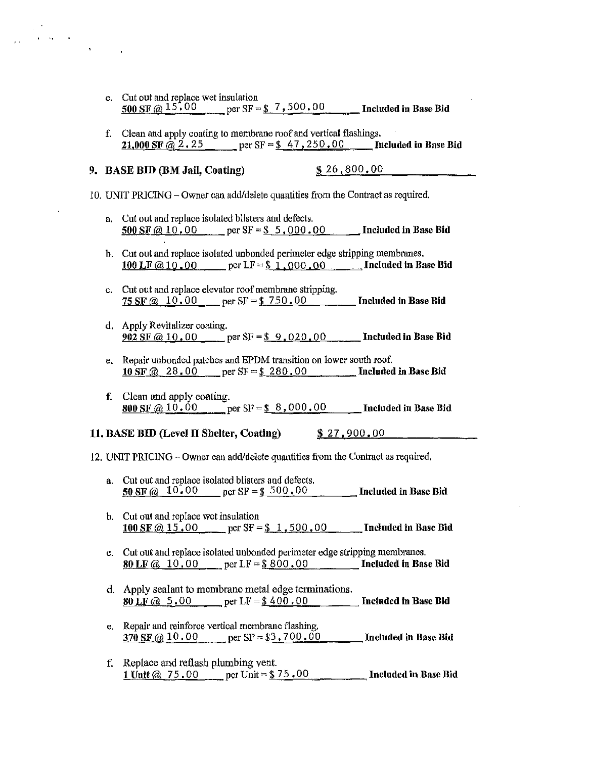e. Cut out and replace wet insulation
**500 SF @** 15.00 per SF = **$** 7,500.00 **Included in Base Bid**

f. Clean and apply coating to membrane roof and vertical flashings.
**21,000 SF @** 2.25 per SF = **$** 47,250.00 **Included in Base Bid**

**9. BASE BID (BM Jail, Coating)** **$** 26,800.00

10. UNIT PRICING – Owner can add/delete quantities from the Contract as required.

a. Cut out and replace isolated blisters and defects.
**500 SF @** 10.00 per SF = **$** 5,000.00 **Included in Base Bid**

b. Cut out and replace isolated unbonded perimeter edge stripping membranes.
**100 LF @** 10.00 per LF = **$** 1,000.00 **Included in Base Bid**

c. Cut out and replace elevator roof membrane stripping.
**75 SF @** 10.00 per SF = **$** 750.00 **Included in Base Bid**

d. Apply Revitalizer coating.
**902 SF @** 10.00 per SF = **$** 9,020.00 **Included in Base Bid**

e. Repair unbonded patches and EPDM transition on lower south roof.
**10 SF @** 28.00 per SF = **$** 280.00 **Included in Base Bid**

f. Clean and apply coating.
**800 SF @** 10.00 per SF = **$** 8,000.00 **Included in Base Bid**

**11. BASE BID (Level II Shelter, Coating)** **$** 27,900.00

12. UNIT PRICING – Owner can add/delete quantities from the Contract as required.

a. Cut out and replace isolated blisters and defects.
**50 SF @** 10.00 per SF = **$** 500.00 **Included in Base Bid**

b. Cut out and replace wet insulation
**100 SF @** 15.00 per SF = **$** 1,500.00 **Included in Base Bid**

c. Cut out and replace isolated unbonded perimeter edge stripping membranes.
**80 LF @** 10.00 per LF = **$** 800.00 **Included in Base Bid**

d. Apply sealant to membrane metal edge terminations.
**80 LF @** 5.00 per LF = **$** 400.00 **Included in Base Bid**

e. Repair and reinforce vertical membrane flashing.
**370 SF @** 10.00 per SF = $3,700.00 **Included in Base Bid**

f. Replace and reflash plumbing vent.
**1 Unit @** 75.00 per Unit = **$** 75.00 **Included in Base Bid**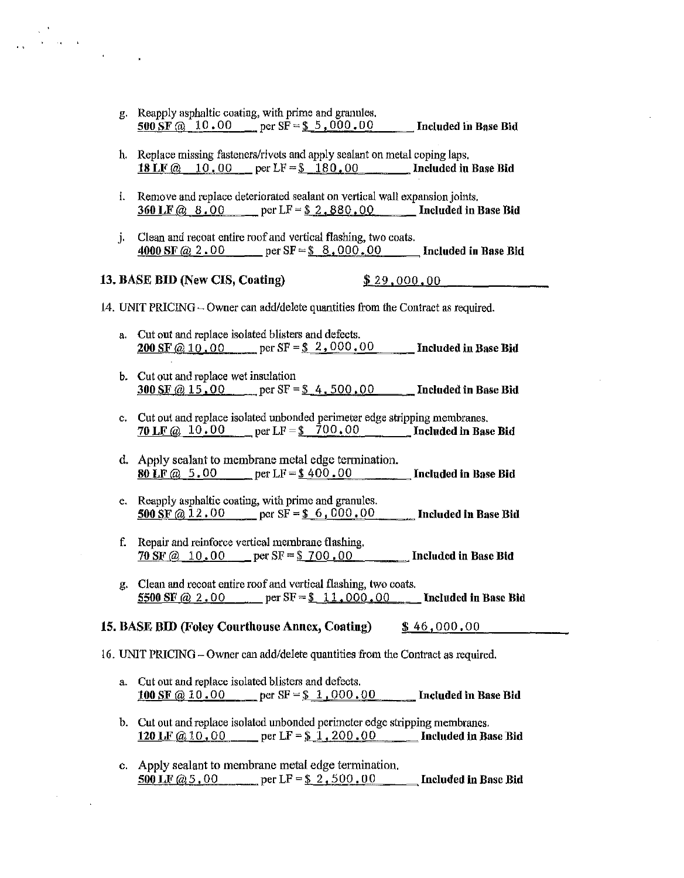g. Reapply asphaltic coating, with prime and granules.
**500 SF** @ 10.00 per SF = $ 5,000.00 **Included in Base Bid**

h. Replace missing fasteners/rivets and apply sealant on metal coping laps.
**18 LF** @ 10.00 per LF = $ 180.00 **Included in Base Bid**

i. Remove and replace deteriorated sealant on vertical wall expansion joints.
**360 LF** @ 8.00 per LF = $ 2,880.00 **Included in Base Bid**

j. Clean and recoat entire roof and vertical flashing, two coats.
**4000 SF** @ 2.00 per SF = $ 8,000.00 **Included in Base Bid**

**13. BASE BID (New CIS, Coating)** $ 29,000.00

14. UNIT PRICING – Owner can add/delete quantities from the Contract as required.

a. Cut out and replace isolated blisters and defects.
**200 SF** @ 10.00 per SF = $ 2,000.00 **Included in Base Bid**

b. Cut out and replace wet insulation
**300 SF** @ 15.00 per SF = $ 4,500.00 **Included in Base Bid**

c. Cut out and replace isolated unbonded perimeter edge stripping membranes.
**70 LF** @ 10.00 per LF = $ 700.00 **Included in Base Bid**

d. Apply sealant to membrane metal edge termination.
**80 LF** @ 5.00 per LF = $ 400.00 **Included in Base Bid**

e. Reapply asphaltic coating, with prime and granules.
**500 SF** @ 12.00 per SF = $ 6,000.00 **Included in Base Bid**

f. Repair and reinforce vertical membrane flashing.
**70 SF** @ 10.00 per SF = $ 700.00 **Included in Base Bid**

g. Clean and recoat entire roof and vertical flashing, two coats.
**5500 SF** @ 2.00 per SF = $ 11,000.00 **Included in Base Bid**

**15. BASE BID (Foley Courthouse Annex, Coating)** $ 46,000.00

16. UNIT PRICING – Owner can add/delete quantities from the Contract as required.

a. Cut out and replace isolated blisters and defects.
**100 SF** @ 10.00 per SF = $ 1,000.00 **Included in Base Bid**

b. Cut out and replace isolated unbonded perimeter edge stripping membranes.
**120 LF** @ 10.00 per LF = $ 1,200.00 **Included in Base Bid**

c. Apply sealant to membrane metal edge termination.
**500 LF** @ 5.00 per LF = $ 2,500.00 **Included in Base Bid**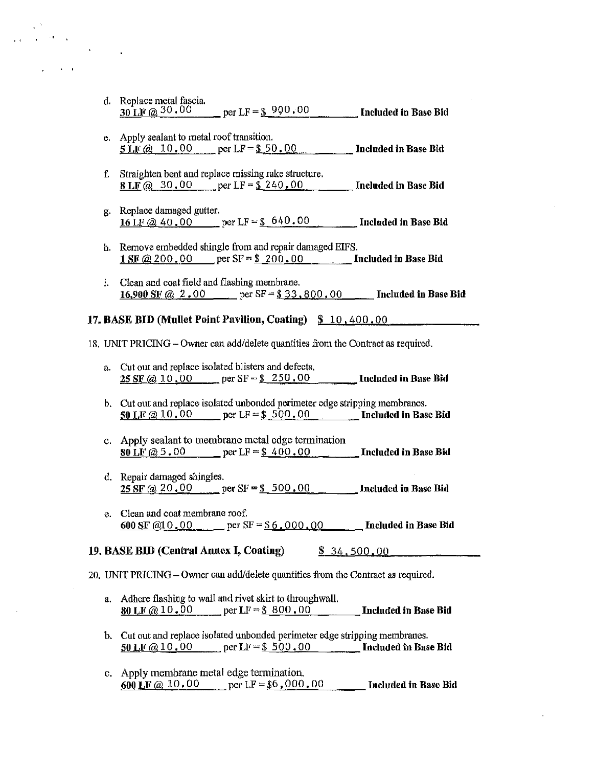d. Replace metal fascia.
**30 LF @** 30.00 per LF = $ 990.00 **Included in Base Bid**

e. Apply sealant to metal roof transition.
**5 LF @** 10.00 per LF = $ 50.00 **Included in Base Bid**

f. Straighten bent and replace missing rake structure.
**8 LF @** 30.00 per LF = $ 240.00 **Included in Base Bid**

g. Replace damaged gutter.
**16 LF @** 40.00 per LF = $ 640.00 **Included in Base Bid**

h. Remove embedded shingle from and repair damaged EIFS.
**1 SF @** 200.00 per SF = $ 200.00 **Included in Base Bid**

i. Clean and coat field and flashing membrane.
**16,900 SF @** 2.00 per SF = $ 33,800.00 **Included in Base Bid**

**17. BASE BID (Mullet Point Pavilion, Coating)** $ 10,400.00

18. UNIT PRICING – Owner can add/delete quantities from the Contract as required.

a. Cut out and replace isolated blisters and defects.
**25 SF @** 10.00 per SF = $ 250.00 **Included in Base Bid**

b. Cut out and replace isolated unbonded perimeter edge stripping membranes.
**50 LF @** 10.00 per LF = $ 500.00 **Included in Base Bid**

c. Apply sealant to membrane metal edge termination
**80 LF @** 5.00 per LF = $ 400.00 **Included in Base Bid**

d. Repair damaged shingles.
**25 SF @** 20.00 per SF = $ 500.00 **Included in Base Bid**

e. Clean and coat membrane roof.
**600 SF @** 10.00 per SF = $ 6,000.00 **Included in Base Bid**

**19. BASE BID (Central Annex I, Coating)** $ 34,500.00

20. UNIT PRICING – Owner can add/delete quantities from the Contract as required.

a. Adhere flashing to wall and rivet skirt to throughwall.
**80 LF @** 10.00 per LF = $ 800.00 **Included in Base Bid**

b. Cut out and replace isolated unbonded perimeter edge stripping membranes.
**50 LF @** 10.00 per LF = $ 500.00 **Included in Base Bid**

c. Apply membrane metal edge termination.
**600 LF @** 10.00 per LF = $6,000.00 **Included in Base Bid**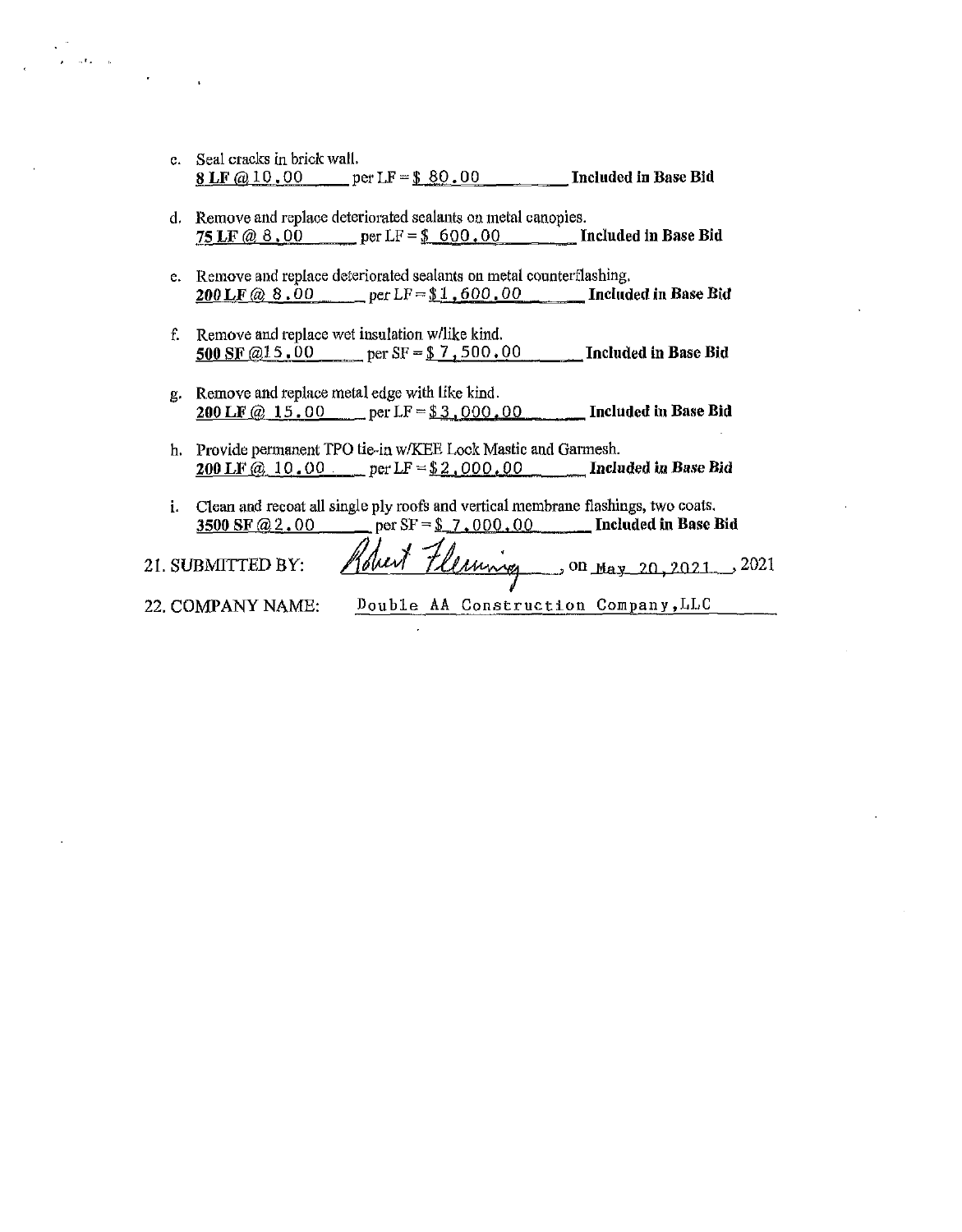c. Seal cracks in brick wall.
**8 LF** @ 10.00 per LF = $ 80.00 **Included in Base Bid**

d. Remove and replace deteriorated sealants on metal canopies.
**75 LF** @ 8.00 per LF = $ 600.00 **Included in Base Bid**

e. Remove and replace deteriorated sealants on metal counterflashing.
**200 LF** @ 8.00 per LF = $1,600.00 **Included in Base Bid**

f. Remove and replace wet insulation w/like kind.
**500 SF** @15.00 per SF = $ 7,500.00 **Included in Base Bid**

g. Remove and replace metal edge with like kind.
**200 LF** @ 15.00 per LF = $3,000.00 **Included in Base Bid**

h. Provide permanent TPO tie-in w/KEE Lock Mastic and Garmesh.
**200 LF** @ 10.00 per LF = $2,000.00 **Included in Base Bid**

i. Clean and recoat all single ply roofs and vertical membrane flashings, two coats.
**3500 SF** @ 2.00 per SF = $ 7,000.00 **Included in Base Bid**

21. SUBMITTED BY: Robert Fleming, on May 20, 2021, 2021

22. COMPANY NAME: Double AA Construction Company, LLC